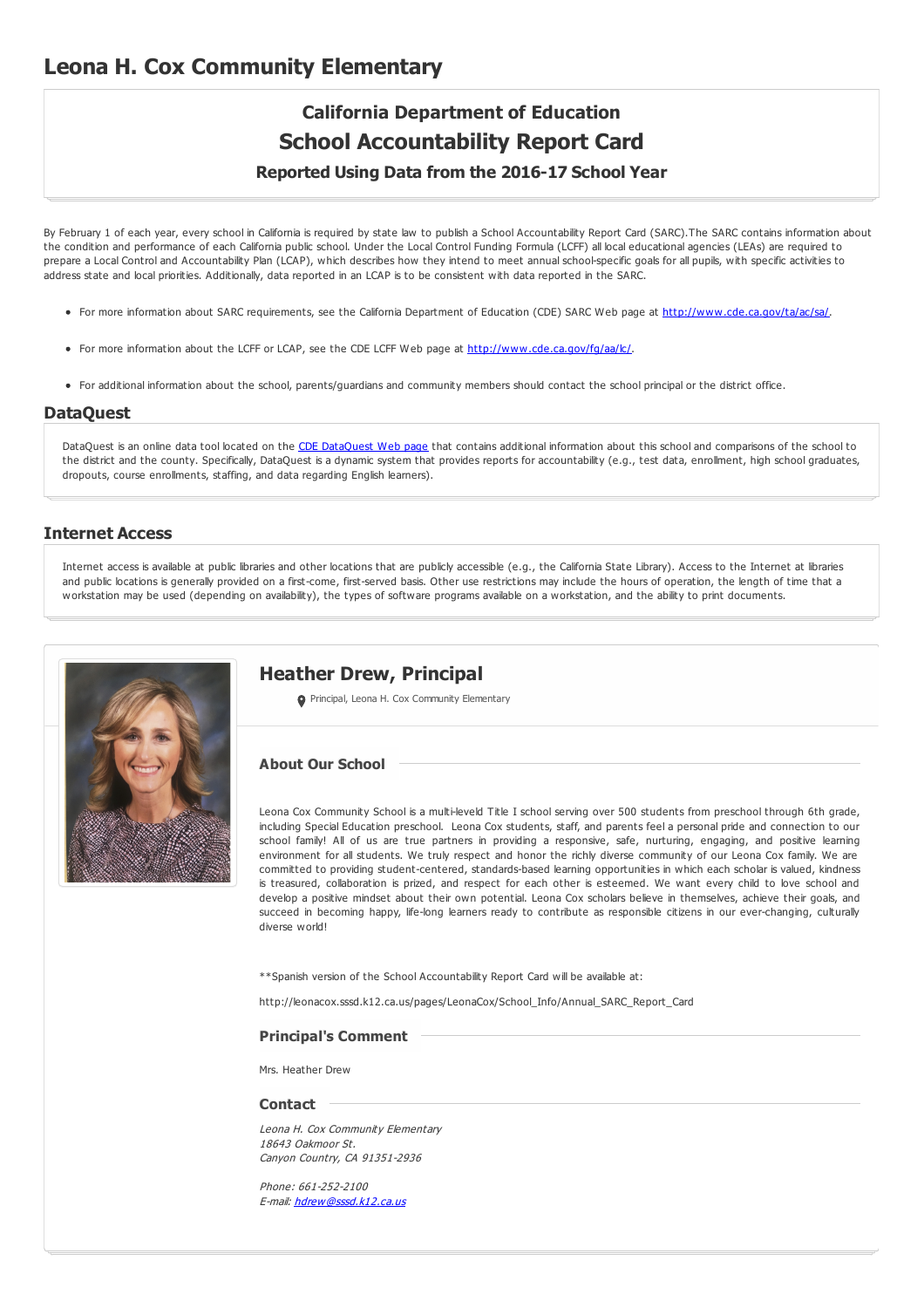# Leona H. Cox Community Elementary

## California Department of Education
## School Accountability Report Card
### Reported Using Data from the 2016-17 School Year

By February 1 of each year, every school in California is required by state law to publish a School Accountability Report Card (SARC).The SARC contains information about the condition and performance of each California public school. Under the Local Control Funding Formula (LCFF) all local educational agencies (LEAs) are required to prepare a Local Control and Accountability Plan (LCAP), which describes how they intend to meet annual school-specific goals for all pupils, with specific activities to address state and local priorities. Additionally, data reported in an LCAP is to be consistent with data reported in the SARC.

- For more information about SARC requirements, see the California Department of Education (CDE) SARC Web page at http://www.cde.ca.gov/ta/ac/sa/.
- For more information about the LCFF or LCAP, see the CDE LCFF Web page at http://www.cde.ca.gov/fg/aa/lc/.
- For additional information about the school, parents/guardians and community members should contact the school principal or the district office.

## DataQuest

DataQuest is an online data tool located on the CDE DataQuest Web page that contains additional information about this school and comparisons of the school to the district and the county. Specifically, DataQuest is a dynamic system that provides reports for accountability (e.g., test data, enrollment, high school graduates, dropouts, course enrollments, staffing, and data regarding English learners).

## Internet Access

Internet access is available at public libraries and other locations that are publicly accessible (e.g., the California State Library). Access to the Internet at libraries and public locations is generally provided on a first-come, first-served basis. Other use restrictions may include the hours of operation, the length of time that a workstation may be used (depending on availability), the types of software programs available on a workstation, and the ability to print documents.

## Heather Drew, Principal

Principal, Leona H. Cox Community Elementary

### About Our School

Leona Cox Community School is a multi-leveld Title I school serving over 500 students from preschool through 6th grade, including Special Education preschool. Leona Cox students, staff, and parents feel a personal pride and connection to our school family! All of us are true partners in providing a responsive, safe, nurturing, engaging, and positive learning environment for all students. We truly respect and honor the richly diverse community of our Leona Cox family. We are committed to providing student-centered, standards-based learning opportunities in which each scholar is valued, kindness is treasured, collaboration is prized, and respect for each other is esteemed. We want every child to love school and develop a positive mindset about their own potential. Leona Cox scholars believe in themselves, achieve their goals, and succeed in becoming happy, life-long learners ready to contribute as responsible citizens in our ever-changing, culturally diverse world!

**Spanish version of the School Accountability Report Card will be available at:

http://leonacox.sssd.k12.ca.us/pages/LeonaCox/School_Info/Annual_SARC_Report_Card

### Principal's Comment

Mrs. Heather Drew

### Contact

*Leona H. Cox Community Elementary*
*18643 Oakmoor St.*
*Canyon Country, CA 91351-2936*

*Phone: 661-252-2100*
*E-mail: hdrew@sssd.k12.ca.us*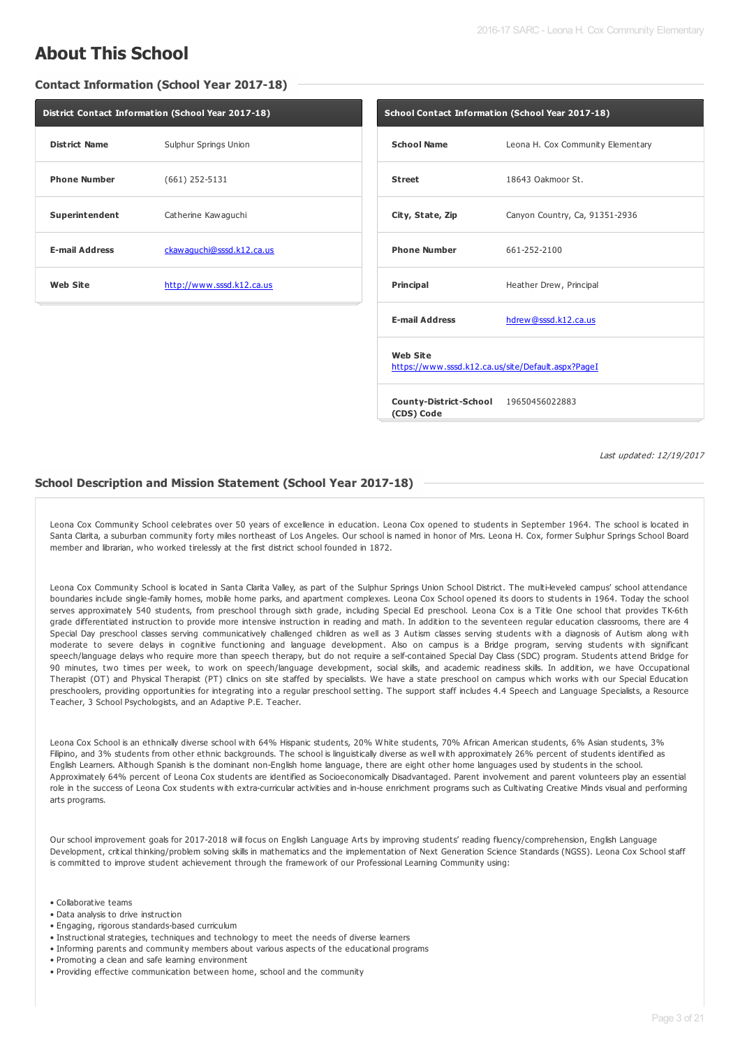# About This School

## Contact Information (School Year 2017-18)

| District Contact Information (School Year 2017-18) | |
|---|---|
| **District Name** | Sulphur Springs Union |
| **Phone Number** | (661) 252-5131 |
| **Superintendent** | Catherine Kawaguchi |
| **E-mail Address** | ckawaguchi@sssd.k12.ca.us |
| **Web Site** | http://www.sssd.k12.ca.us |

| School Contact Information (School Year 2017-18) | |
|---|---|
| **School Name** | Leona H. Cox Community Elementary |
| **Street** | 18643 Oakmoor St. |
| **City, State, Zip** | Canyon Country, Ca, 91351-2936 |
| **Phone Number** | 661-252-2100 |
| **Principal** | Heather Drew, Principal |
| **E-mail Address** | hdrew@sssd.k12.ca.us |
| **Web Site** | https://www.sssd.k12.ca.us/site/Default.aspx?PageI |
| **County-District-School (CDS) Code** | 19650456022883 |

*Last updated: 12/19/2017*

## School Description and Mission Statement (School Year 2017-18)

Leona Cox Community School celebrates over 50 years of excellence in education. Leona Cox opened to students in September 1964. The school is located in Santa Clarita, a suburban community forty miles northeast of Los Angeles. Our school is named in honor of Mrs. Leona H. Cox, former Sulphur Springs School Board member and librarian, who worked tirelessly at the first district school founded in 1872.

Leona Cox Community School is located in Santa Clarita Valley, as part of the Sulphur Springs Union School District. The multi-leveled campus' school attendance boundaries include single-family homes, mobile home parks, and apartment complexes. Leona Cox School opened its doors to students in 1964. Today the school serves approximately 540 students, from preschool through sixth grade, including Special Ed preschool. Leona Cox is a Title One school that provides TK-6th grade differentiated instruction to provide more intensive instruction in reading and math. In addition to the seventeen regular education classrooms, there are 4 Special Day preschool classes serving communicatively challenged children as well as 3 Autism classes serving students with a diagnosis of Autism along with moderate to severe delays in cognitive functioning and language development. Also on campus is a Bridge program, serving students with significant speech/language delays who require more than speech therapy, but do not require a self-contained Special Day Class (SDC) program. Students attend Bridge for 90 minutes, two times per week, to work on speech/language development, social skills, and academic readiness skills. In addition, we have Occupational Therapist (OT) and Physical Therapist (PT) clinics on site staffed by specialists. We have a state preschool on campus which works with our Special Education preschoolers, providing opportunities for integrating into a regular preschool setting. The support staff includes 4.4 Speech and Language Specialists, a Resource Teacher, 3 School Psychologists, and an Adaptive P.E. Teacher.

Leona Cox School is an ethnically diverse school with 64% Hispanic students, 20% White students, 70% African American students, 6% Asian students, 3% Filipino, and 3% students from other ethnic backgrounds. The school is linguistically diverse as well with approximately 26% percent of students identified as English Learners. Although Spanish is the dominant non-English home language, there are eight other home languages used by students in the school. Approximately 64% percent of Leona Cox students are identified as Socioeconomically Disadvantaged. Parent involvement and parent volunteers play an essential role in the success of Leona Cox students with extra-curricular activities and in-house enrichment programs such as Cultivating Creative Minds visual and performing arts programs.

Our school improvement goals for 2017-2018 will focus on English Language Arts by improving students' reading fluency/comprehension, English Language Development, critical thinking/problem solving skills in mathematics and the implementation of Next Generation Science Standards (NGSS). Leona Cox School staff is committed to improve student achievement through the framework of our Professional Learning Community using:

- Collaborative teams
- Data analysis to drive instruction
- Engaging, rigorous standards-based curriculum
- Instructional strategies, techniques and technology to meet the needs of diverse learners
- Informing parents and community members about various aspects of the educational programs
- Promoting a clean and safe learning environment
- Providing effective communication between home, school and the community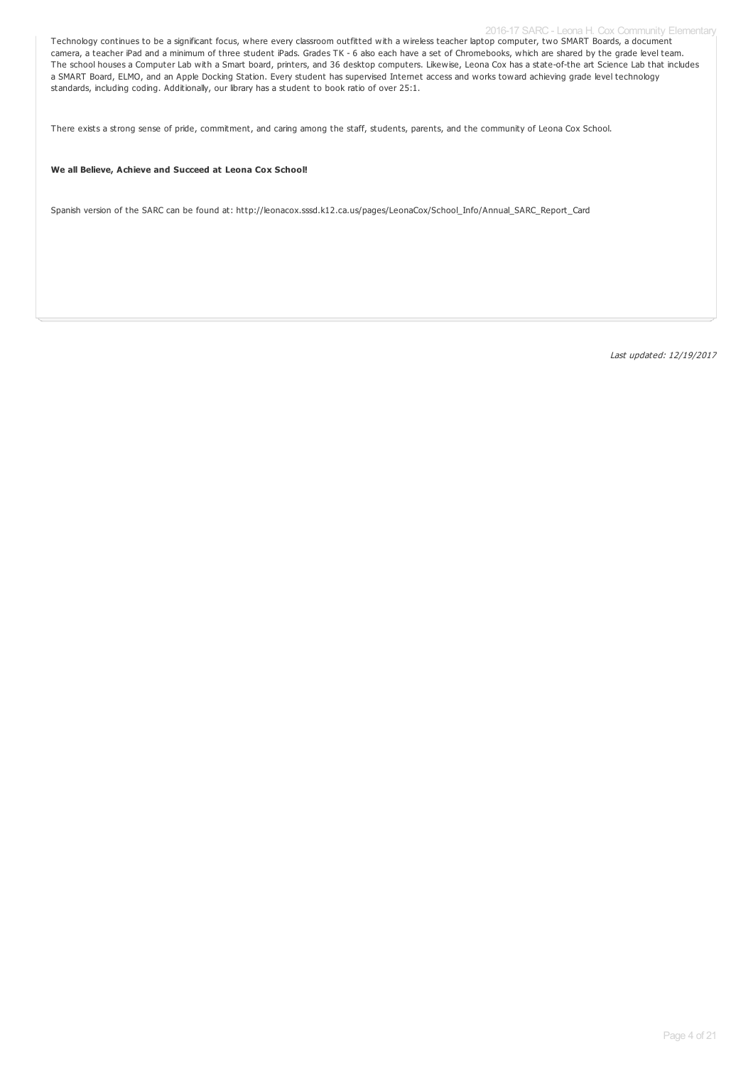Technology continues to be a significant focus, where every classroom outfitted with a wireless teacher laptop computer, two SMART Boards, a document camera, a teacher iPad and a minimum of three student iPads. Grades TK - 6 also each have a set of Chromebooks, which are shared by the grade level team. The school houses a Computer Lab with a Smart board, printers, and 36 desktop computers. Likewise, Leona Cox has a state-of-the art Science Lab that includes a SMART Board, ELMO, and an Apple Docking Station. Every student has supervised Internet access and works toward achieving grade level technology standards, including coding. Additionally, our library has a student to book ratio of over 25:1.

There exists a strong sense of pride, commitment, and caring among the staff, students, parents, and the community of Leona Cox School.

**We all Believe, Achieve and Succeed at Leona Cox School!**

Spanish version of the SARC can be found at: http://leonacox.sssd.k12.ca.us/pages/LeonaCox/School_Info/Annual_SARC_Report_Card

*Last updated: 12/19/2017*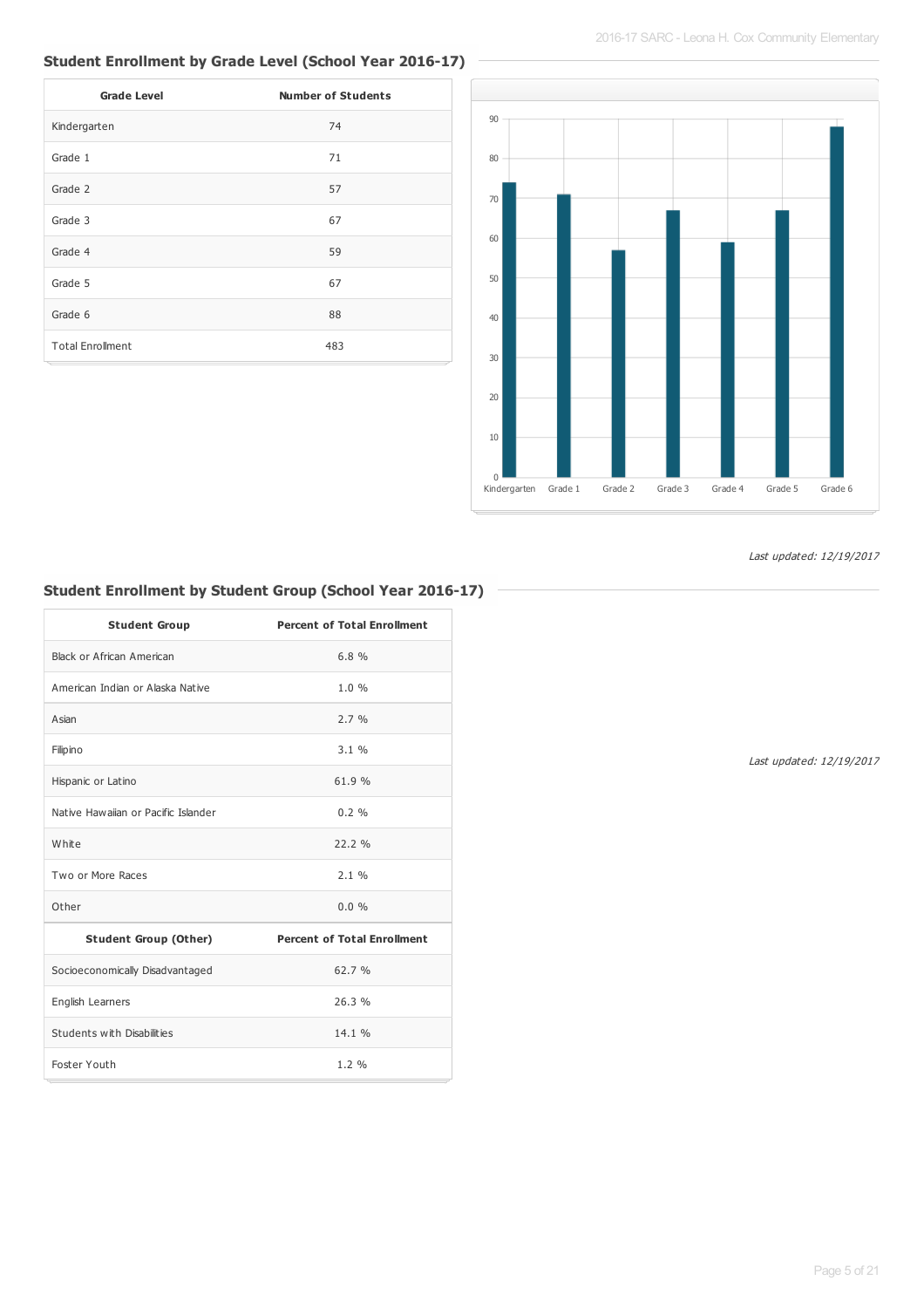## Student Enrollment by Grade Level (School Year 2016-17)

| Grade Level | Number of Students |
|---|---|
| Kindergarten | 74 |
| Grade 1 | 71 |
| Grade 2 | 57 |
| Grade 3 | 67 |
| Grade 4 | 59 |
| Grade 5 | 67 |
| Grade 6 | 88 |
| Total Enrollment | 483 |

*Last updated: 12/19/2017*

## Student Enrollment by Student Group (School Year 2016-17)

| Student Group | Percent of Total Enrollment |
|---|---|
| Black or African American | 6.8 % |
| American Indian or Alaska Native | 1.0 % |
| Asian | 2.7 % |
| Filipino | 3.1 % |
| Hispanic or Latino | 61.9 % |
| Native Hawaiian or Pacific Islander | 0.2 % |
| White | 22.2 % |
| Two or More Races | 2.1 % |
| Other | 0.0 % |
| **Student Group (Other)** | **Percent of Total Enrollment** |
| Socioeconomically Disadvantaged | 62.7 % |
| English Learners | 26.3 % |
| Students with Disabilities | 14.1 % |
| Foster Youth | 1.2 % |

*Last updated: 12/19/2017*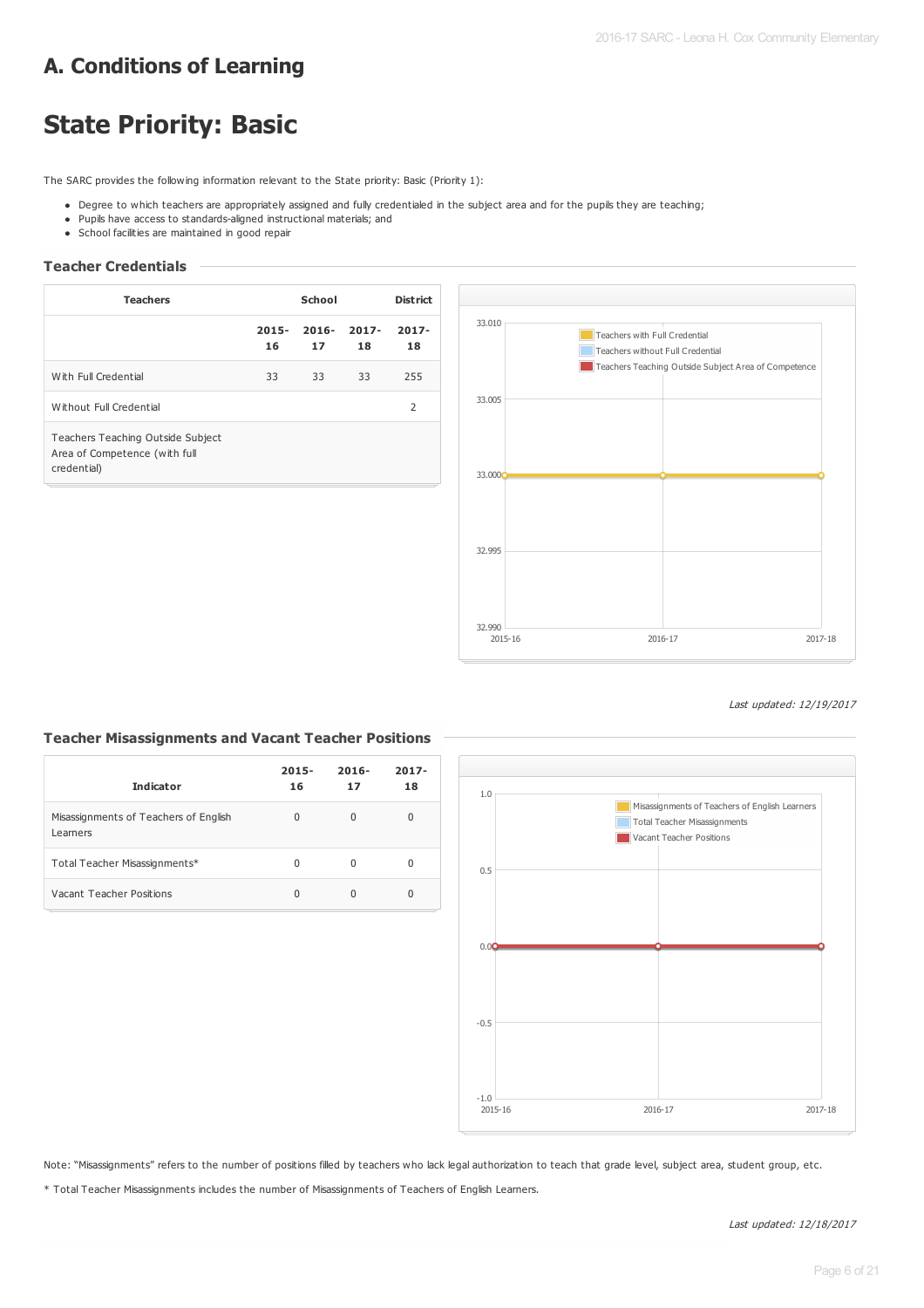# A. Conditions of Learning

# State Priority: Basic

The SARC provides the following information relevant to the State priority: Basic (Priority 1):

- Degree to which teachers are appropriately assigned and fully credentialed in the subject area and for the pupils they are teaching;
- Pupils have access to standards-aligned instructional materials; and
- School facilities are maintained in good repair

## Teacher Credentials

| Teachers | School | | | District |
|---|---|---|---|---|
| | 2015-16 | 2016-17 | 2017-18 | 2017-18 |
| With Full Credential | 33 | 33 | 33 | 255 |
| Without Full Credential | | | | 2 |
| Teachers Teaching Outside Subject Area of Competence (with full credential) | | | | |

*Last updated: 12/19/2017*

## Teacher Misassignments and Vacant Teacher Positions

| Indicator | 2015-16 | 2016-17 | 2017-18 |
|---|---|---|---|
| Misassignments of Teachers of English Learners | 0 | 0 | 0 |
| Total Teacher Misassignments* | 0 | 0 | 0 |
| Vacant Teacher Positions | 0 | 0 | 0 |

Note: "Misassignments" refers to the number of positions filled by teachers who lack legal authorization to teach that grade level, subject area, student group, etc.

* Total Teacher Misassignments includes the number of Misassignments of Teachers of English Learners.

*Last updated: 12/18/2017*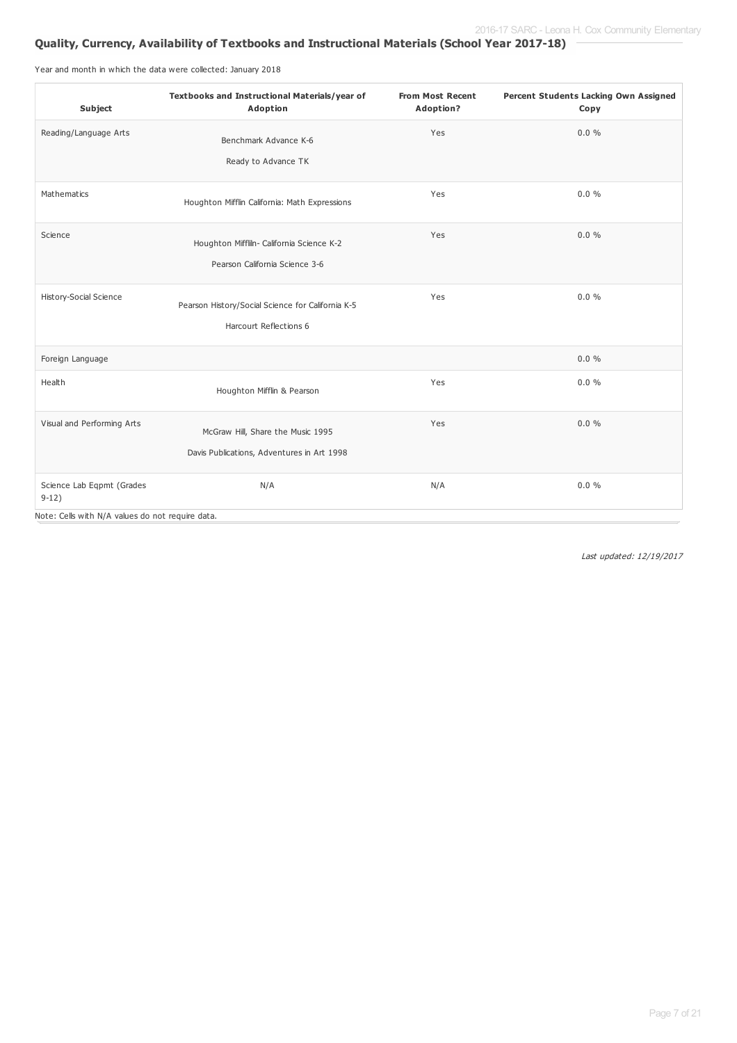## Quality, Currency, Availability of Textbooks and Instructional Materials (School Year 2017-18)

Year and month in which the data were collected: January 2018

| Subject | Textbooks and Instructional Materials/year of Adoption | From Most Recent Adoption? | Percent Students Lacking Own Assigned Copy |
|---|---|---|---|
| Reading/Language Arts | Benchmark Advance K-6<br>Ready to Advance TK | Yes | 0.0 % |
| Mathematics | Houghton Mifflin California: Math Expressions | Yes | 0.0 % |
| Science | Houghton Mifflin- California Science K-2<br>Pearson California Science 3-6 | Yes | 0.0 % |
| History-Social Science | Pearson History/Social Science for California K-5<br>Harcourt Reflections 6 | Yes | 0.0 % |
| Foreign Language | | | 0.0 % |
| Health | Houghton Mifflin & Pearson | Yes | 0.0 % |
| Visual and Performing Arts | McGraw Hill, Share the Music 1995<br>Davis Publications, Adventures in Art 1998 | Yes | 0.0 % |
| Science Lab Eqpmt (Grades 9-12) | N/A | N/A | 0.0 % |

Note: Cells with N/A values do not require data.

*Last updated: 12/19/2017*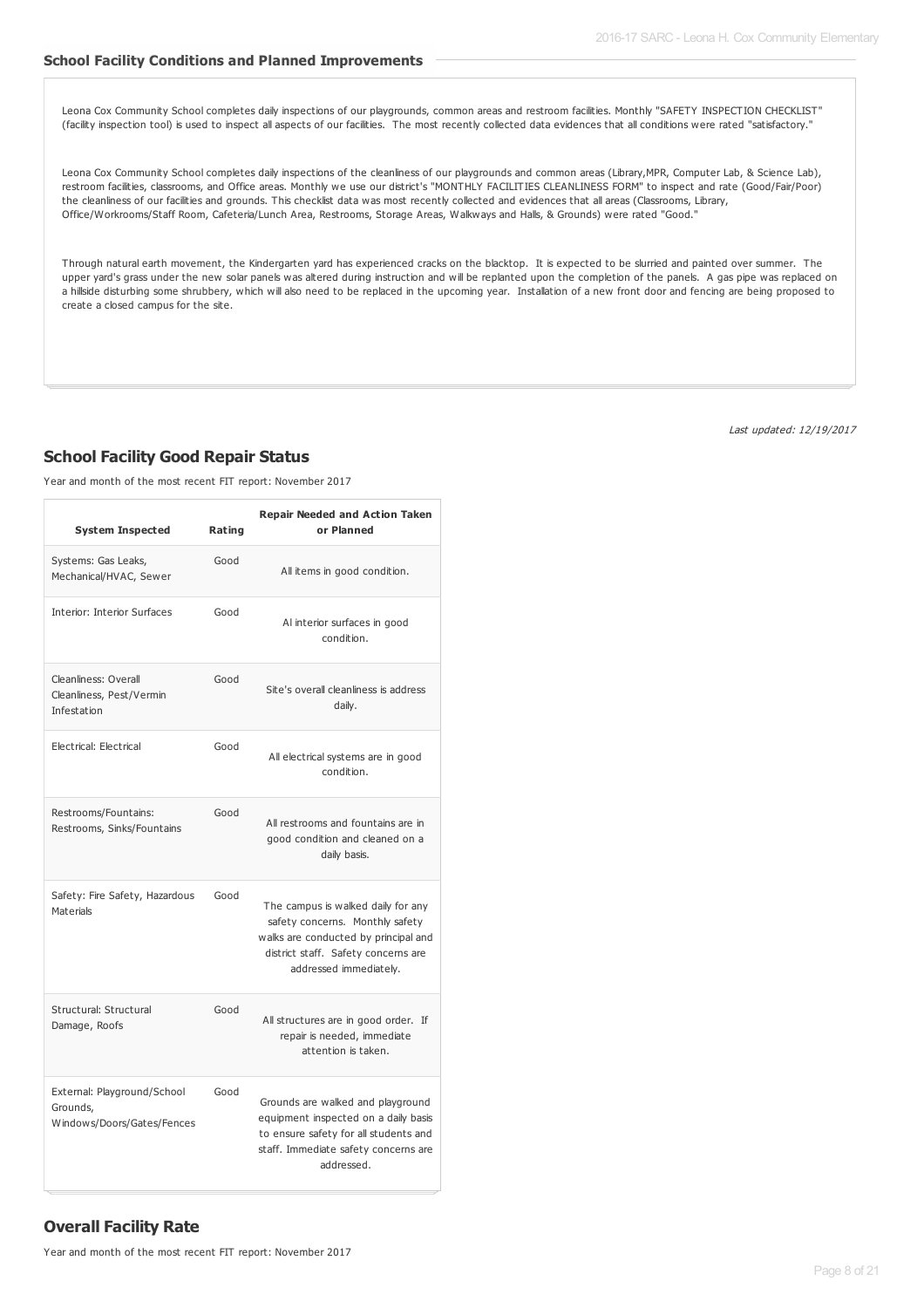### School Facility Conditions and Planned Improvements

Leona Cox Community School completes daily inspections of our playgrounds, common areas and restroom facilities. Monthly "SAFETY INSPECTION CHECKLIST" (facility inspection tool) is used to inspect all aspects of our facilities. The most recently collected data evidences that all conditions were rated "satisfactory."

Leona Cox Community School completes daily inspections of the cleanliness of our playgrounds and common areas (Library,MPR, Computer Lab, & Science Lab), restroom facilities, classrooms, and Office areas. Monthly we use our district's "MONTHLY FACILITIES CLEANLINESS FORM" to inspect and rate (Good/Fair/Poor) the cleanliness of our facilities and grounds. This checklist data was most recently collected and evidences that all areas (Classrooms, Library, Office/Workrooms/Staff Room, Cafeteria/Lunch Area, Restrooms, Storage Areas, Walkways and Halls, & Grounds) were rated "Good."

Through natural earth movement, the Kindergarten yard has experienced cracks on the blacktop. It is expected to be slurried and painted over summer. The upper yard's grass under the new solar panels was altered during instruction and will be replanted upon the completion of the panels. A gas pipe was replaced on a hillside disturbing some shrubbery, which will also need to be replaced in the upcoming year. Installation of a new front door and fencing are being proposed to create a closed campus for the site.

*Last updated: 12/19/2017*

## School Facility Good Repair Status

Year and month of the most recent FIT report: November 2017

| System Inspected | Rating | Repair Needed and Action Taken or Planned |
|---|---|---|
| Systems: Gas Leaks, Mechanical/HVAC, Sewer | Good | All items in good condition. |
| Interior: Interior Surfaces | Good | Al interior surfaces in good condition. |
| Cleanliness: Overall Cleanliness, Pest/Vermin Infestation | Good | Site's overall cleanliness is address daily. |
| Electrical: Electrical | Good | All electrical systems are in good condition. |
| Restrooms/Fountains: Restrooms, Sinks/Fountains | Good | All restrooms and fountains are in good condition and cleaned on a daily basis. |
| Safety: Fire Safety, Hazardous Materials | Good | The campus is walked daily for any safety concerns. Monthly safety walks are conducted by principal and district staff. Safety concerns are addressed immediately. |
| Structural: Structural Damage, Roofs | Good | All structures are in good order. If repair is needed, immediate attention is taken. |
| External: Playground/School Grounds, Windows/Doors/Gates/Fences | Good | Grounds are walked and playground equipment inspected on a daily basis to ensure safety for all students and staff. Immediate safety concerns are addressed. |

## Overall Facility Rate

Year and month of the most recent FIT report: November 2017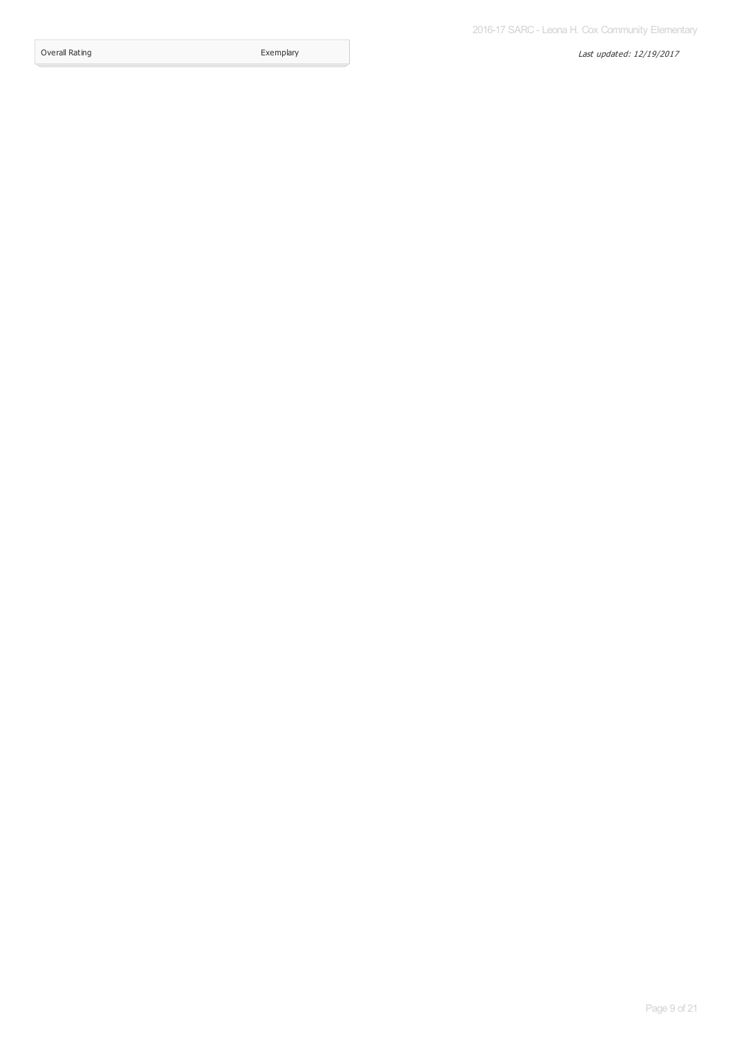| Overall Rating | Exemplary |
| --- | --- |

*Last updated: 12/19/2017*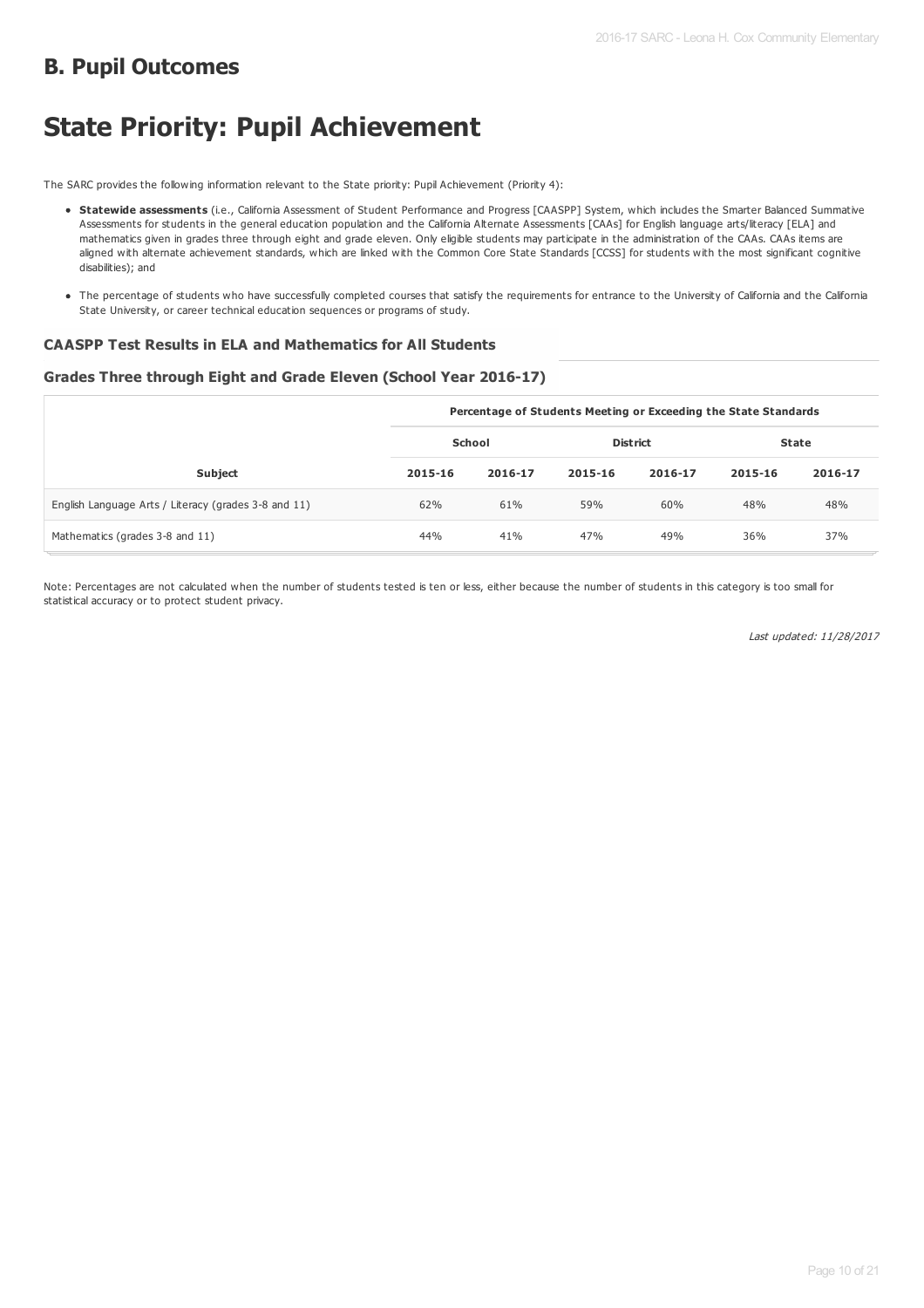## B. Pupil Outcomes

# State Priority: Pupil Achievement

The SARC provides the following information relevant to the State priority: Pupil Achievement (Priority 4):

- **Statewide assessments** (i.e., California Assessment of Student Performance and Progress [CAASPP] System, which includes the Smarter Balanced Summative Assessments for students in the general education population and the California Alternate Assessments [CAAs] for English language arts/literacy [ELA] and mathematics given in grades three through eight and grade eleven. Only eligible students may participate in the administration of the CAAs. CAAs items are aligned with alternate achievement standards, which are linked with the Common Core State Standards [CCSS] for students with the most significant cognitive disabilities); and
- The percentage of students who have successfully completed courses that satisfy the requirements for entrance to the University of California and the California State University, or career technical education sequences or programs of study.

### CAASPP Test Results in ELA and Mathematics for All Students

### Grades Three through Eight and Grade Eleven (School Year 2016-17)

| | Percentage of Students Meeting or Exceeding the State Standards | | | | | |
|---|---|---|---|---|---|---|
| | School | | District | | State | |
| Subject | 2015-16 | 2016-17 | 2015-16 | 2016-17 | 2015-16 | 2016-17 |
| English Language Arts / Literacy (grades 3-8 and 11) | 62% | 61% | 59% | 60% | 48% | 48% |
| Mathematics (grades 3-8 and 11) | 44% | 41% | 47% | 49% | 36% | 37% |

Note: Percentages are not calculated when the number of students tested is ten or less, either because the number of students in this category is too small for statistical accuracy or to protect student privacy.

*Last updated: 11/28/2017*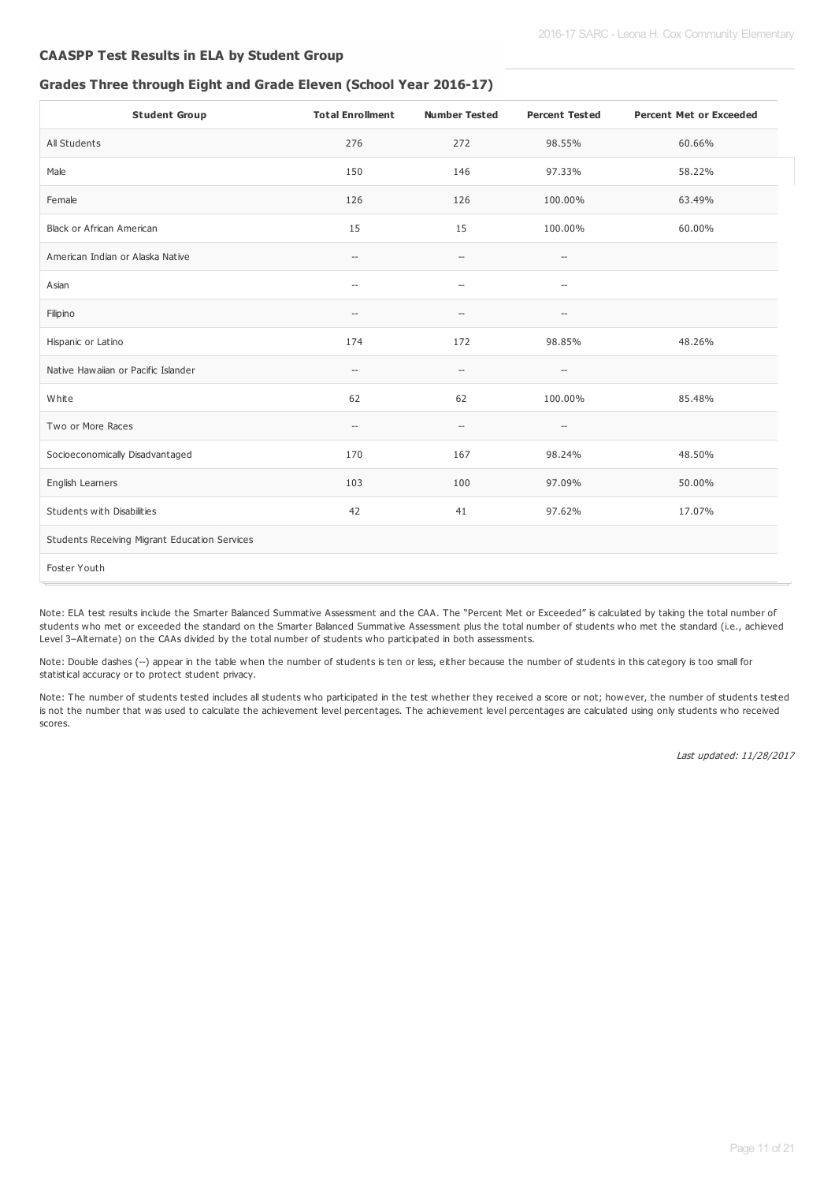## CAASPP Test Results in ELA by Student Group

### Grades Three through Eight and Grade Eleven (School Year 2016-17)

| Student Group | Total Enrollment | Number Tested | Percent Tested | Percent Met or Exceeded |
|---|---|---|---|---|
| All Students | 276 | 272 | 98.55% | 60.66% |
| Male | 150 | 146 | 97.33% | 58.22% |
| Female | 126 | 126 | 100.00% | 63.49% |
| Black or African American | 15 | 15 | 100.00% | 60.00% |
| American Indian or Alaska Native | -- | -- | -- | |
| Asian | -- | -- | -- | |
| Filipino | -- | -- | -- | |
| Hispanic or Latino | 174 | 172 | 98.85% | 48.26% |
| Native Hawaiian or Pacific Islander | -- | -- | -- | |
| White | 62 | 62 | 100.00% | 85.48% |
| Two or More Races | -- | -- | -- | |
| Socioeconomically Disadvantaged | 170 | 167 | 98.24% | 48.50% |
| English Learners | 103 | 100 | 97.09% | 50.00% |
| Students with Disabilities | 42 | 41 | 97.62% | 17.07% |
| Students Receiving Migrant Education Services | | | | |
| Foster Youth | | | | |

Note: ELA test results include the Smarter Balanced Summative Assessment and the CAA. The "Percent Met or Exceeded" is calculated by taking the total number of students who met or exceeded the standard on the Smarter Balanced Summative Assessment plus the total number of students who met the standard (i.e., achieved Level 3–Alternate) on the CAAs divided by the total number of students who participated in both assessments.

Note: Double dashes (--) appear in the table when the number of students is ten or less, either because the number of students in this category is too small for statistical accuracy or to protect student privacy.

Note: The number of students tested includes all students who participated in the test whether they received a score or not; however, the number of students tested is not the number that was used to calculate the achievement level percentages. The achievement level percentages are calculated using only students who received scores.

*Last updated: 11/28/2017*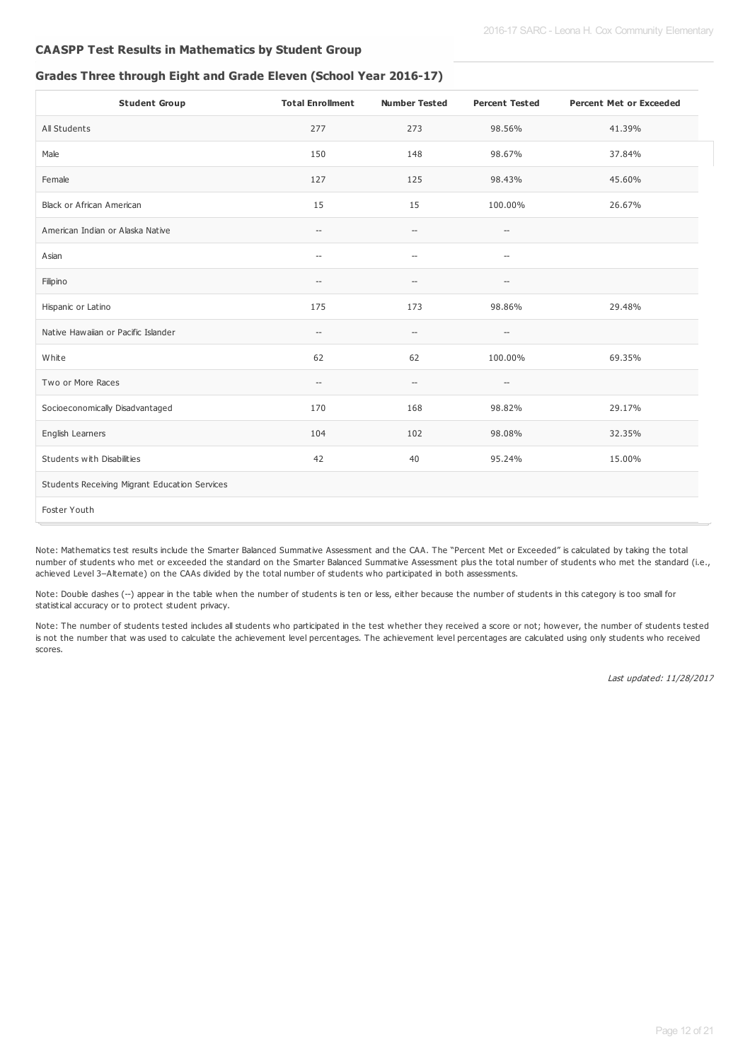### CAASPP Test Results in Mathematics by Student Group

#### Grades Three through Eight and Grade Eleven (School Year 2016-17)

| Student Group | Total Enrollment | Number Tested | Percent Tested | Percent Met or Exceeded |
|---|---|---|---|---|
| All Students | 277 | 273 | 98.56% | 41.39% |
| Male | 150 | 148 | 98.67% | 37.84% |
| Female | 127 | 125 | 98.43% | 45.60% |
| Black or African American | 15 | 15 | 100.00% | 26.67% |
| American Indian or Alaska Native | -- | -- | -- | |
| Asian | -- | -- | -- | |
| Filipino | -- | -- | -- | |
| Hispanic or Latino | 175 | 173 | 98.86% | 29.48% |
| Native Hawaiian or Pacific Islander | -- | -- | -- | |
| White | 62 | 62 | 100.00% | 69.35% |
| Two or More Races | -- | -- | -- | |
| Socioeconomically Disadvantaged | 170 | 168 | 98.82% | 29.17% |
| English Learners | 104 | 102 | 98.08% | 32.35% |
| Students with Disabilities | 42 | 40 | 95.24% | 15.00% |
| Students Receiving Migrant Education Services | | | | |
| Foster Youth | | | | |

Note: Mathematics test results include the Smarter Balanced Summative Assessment and the CAA. The "Percent Met or Exceeded" is calculated by taking the total number of students who met or exceeded the standard on the Smarter Balanced Summative Assessment plus the total number of students who met the standard (i.e., achieved Level 3–Alternate) on the CAAs divided by the total number of students who participated in both assessments.

Note: Double dashes (--) appear in the table when the number of students is ten or less, either because the number of students in this category is too small for statistical accuracy or to protect student privacy.

Note: The number of students tested includes all students who participated in the test whether they received a score or not; however, the number of students tested is not the number that was used to calculate the achievement level percentages. The achievement level percentages are calculated using only students who received scores.

*Last updated: 11/28/2017*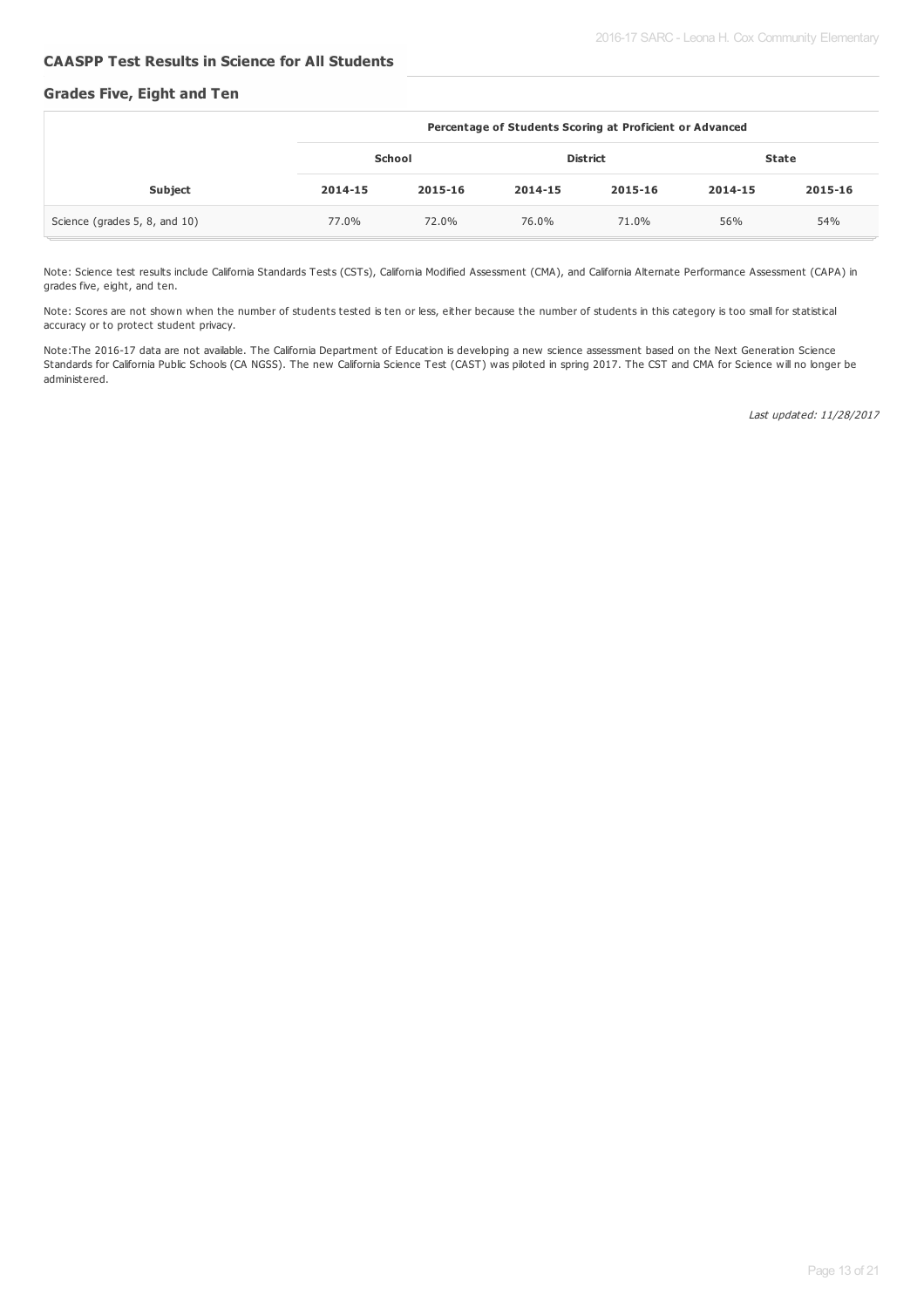## CAASPP Test Results in Science for All Students

### Grades Five, Eight and Ten

| | Percentage of Students Scoring at Proficient or Advanced | | | | | |
|---|---|---|---|---|---|---|
| | School | | District | | State | |
| Subject | 2014-15 | 2015-16 | 2014-15 | 2015-16 | 2014-15 | 2015-16 |
| Science (grades 5, 8, and 10) | 77.0% | 72.0% | 76.0% | 71.0% | 56% | 54% |

Note: Science test results include California Standards Tests (CSTs), California Modified Assessment (CMA), and California Alternate Performance Assessment (CAPA) in grades five, eight, and ten.

Note: Scores are not shown when the number of students tested is ten or less, either because the number of students in this category is too small for statistical accuracy or to protect student privacy.

Note:The 2016-17 data are not available. The California Department of Education is developing a new science assessment based on the Next Generation Science Standards for California Public Schools (CA NGSS). The new California Science Test (CAST) was piloted in spring 2017. The CST and CMA for Science will no longer be administered.

*Last updated: 11/28/2017*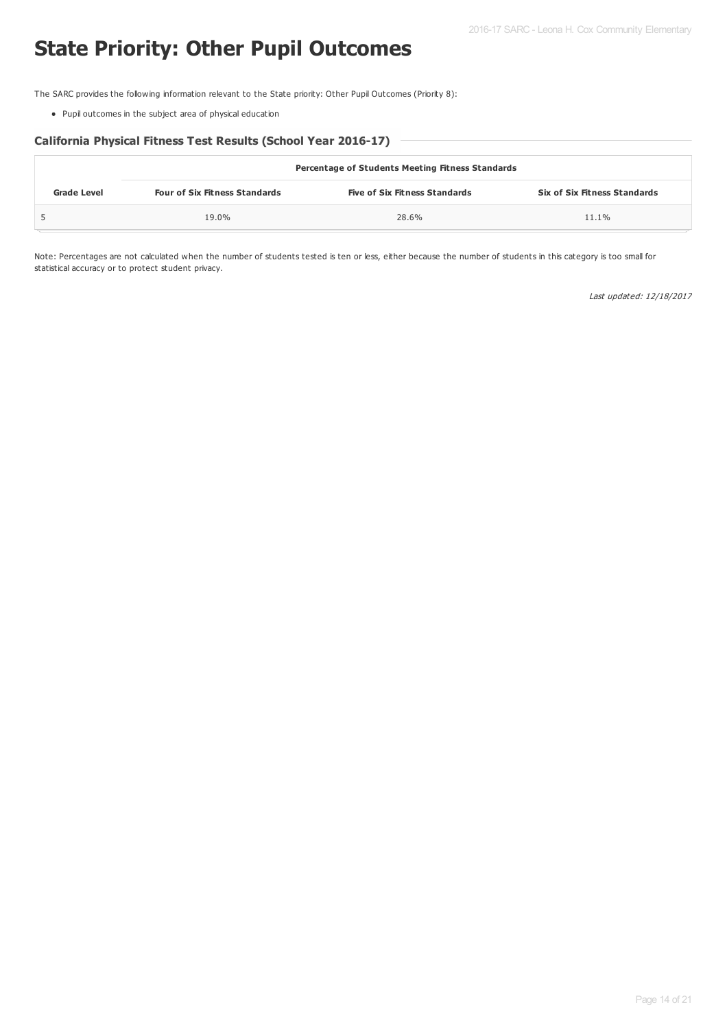# State Priority: Other Pupil Outcomes

The SARC provides the following information relevant to the State priority: Other Pupil Outcomes (Priority 8):

- Pupil outcomes in the subject area of physical education

### California Physical Fitness Test Results (School Year 2016-17)

| | Percentage of Students Meeting Fitness Standards | | |
|---|---|---|---|
| **Grade Level** | **Four of Six Fitness Standards** | **Five of Six Fitness Standards** | **Six of Six Fitness Standards** |
| 5 | 19.0% | 28.6% | 11.1% |

Note: Percentages are not calculated when the number of students tested is ten or less, either because the number of students in this category is too small for statistical accuracy or to protect student privacy.

*Last updated: 12/18/2017*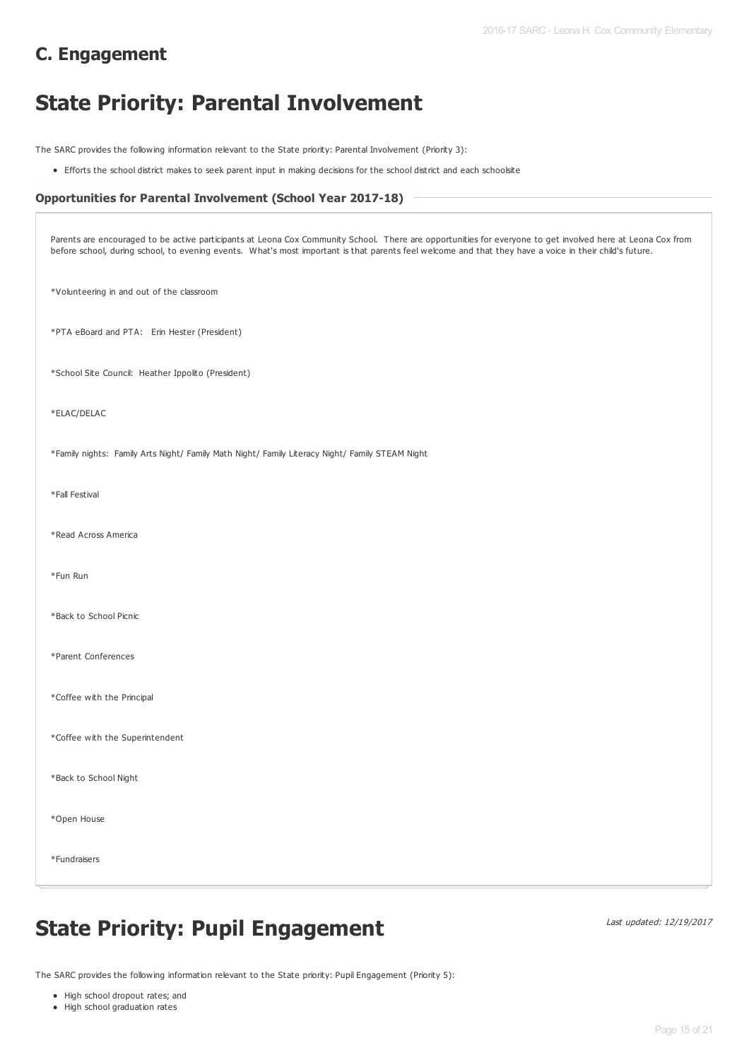## C. Engagement

# State Priority: Parental Involvement

The SARC provides the following information relevant to the State priority: Parental Involvement (Priority 3):

- Efforts the school district makes to seek parent input in making decisions for the school district and each schoolsite

### Opportunities for Parental Involvement (School Year 2017-18)

Parents are encouraged to be active participants at Leona Cox Community School. There are opportunities for everyone to get involved here at Leona Cox from before school, during school, to evening events. What's most important is that parents feel welcome and that they have a voice in their child's future.

*Volunteering in and out of the classroom

*PTA eBoard and PTA: Erin Hester (President)

*School Site Council: Heather Ippolito (President)

*ELAC/DELAC

*Family nights: Family Arts Night/ Family Math Night/ Family Literacy Night/ Family STEAM Night

*Fall Festival

*Read Across America

*Fun Run

*Back to School Picnic

*Parent Conferences

*Coffee with the Principal

*Coffee with the Superintendent

*Back to School Night

*Open House

*Fundraisers

# State Priority: Pupil Engagement

*Last updated: 12/19/2017*

The SARC provides the following information relevant to the State priority: Pupil Engagement (Priority 5):

- High school dropout rates; and
- High school graduation rates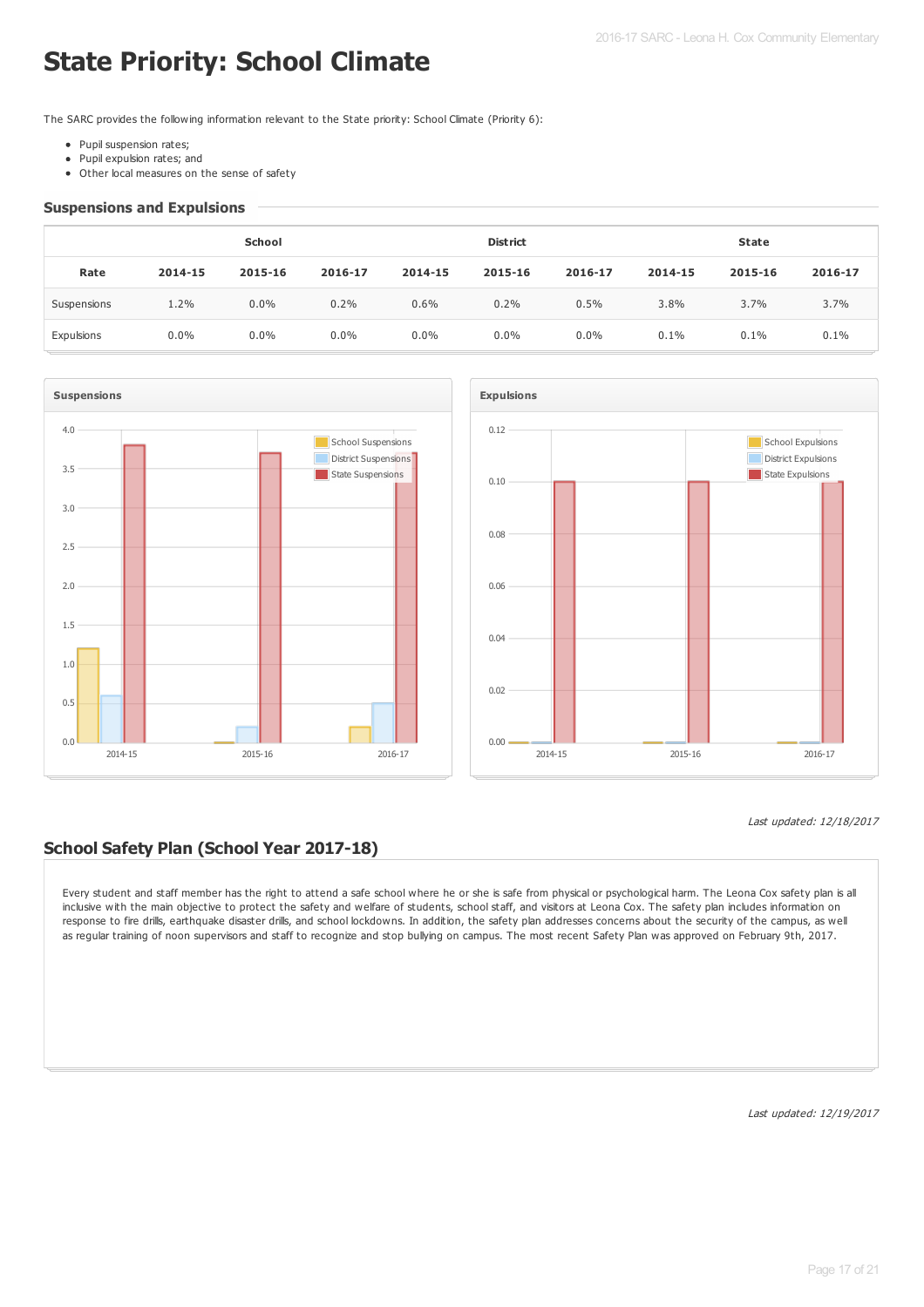# State Priority: School Climate

The SARC provides the following information relevant to the State priority: School Climate (Priority 6):

- Pupil suspension rates;
- Pupil expulsion rates; and
- Other local measures on the sense of safety

## Suspensions and Expulsions

| | School | | | District | | | State | | |
|---|---|---|---|---|---|---|---|---|---|
| **Rate** | **2014-15** | **2015-16** | **2016-17** | **2014-15** | **2015-16** | **2016-17** | **2014-15** | **2015-16** | **2016-17** |
| Suspensions | 1.2% | 0.0% | 0.2% | 0.6% | 0.2% | 0.5% | 3.8% | 3.7% | 3.7% |
| Expulsions | 0.0% | 0.0% | 0.0% | 0.0% | 0.0% | 0.0% | 0.1% | 0.1% | 0.1% |

**Suspensions**

**Expulsions**

*Last updated: 12/18/2017*

## School Safety Plan (School Year 2017-18)

Every student and staff member has the right to attend a safe school where he or she is safe from physical or psychological harm. The Leona Cox safety plan is all inclusive with the main objective to protect the safety and welfare of students, school staff, and visitors at Leona Cox. The safety plan includes information on response to fire drills, earthquake disaster drills, and school lockdowns. In addition, the safety plan addresses concerns about the security of the campus, as well as regular training of noon supervisors and staff to recognize and stop bullying on campus. The most recent Safety Plan was approved on February 9th, 2017.

*Last updated: 12/19/2017*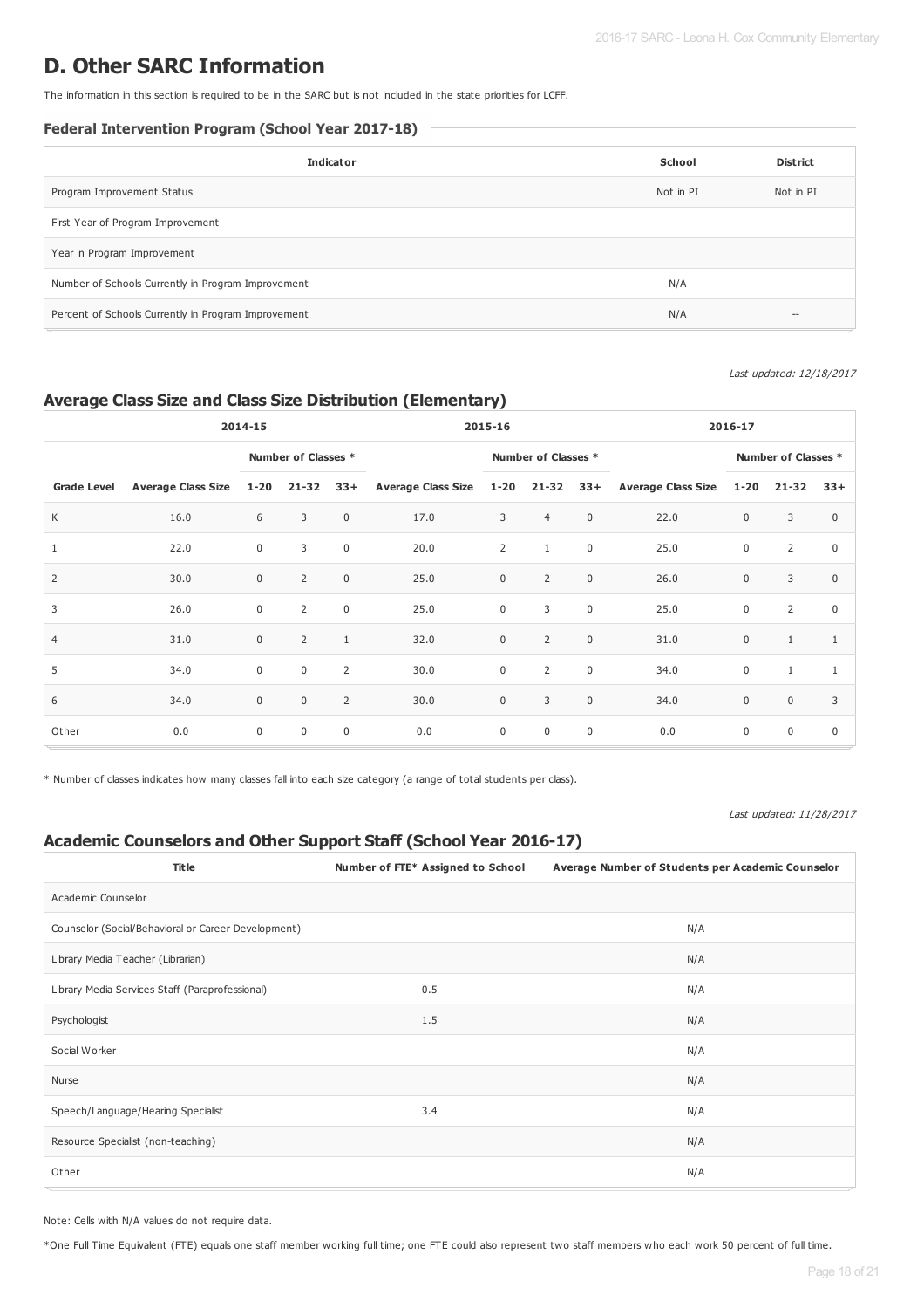# D. Other SARC Information

The information in this section is required to be in the SARC but is not included in the state priorities for LCFF.

### Federal Intervention Program (School Year 2017-18)

| Indicator | School | District |
|---|---|---|
| Program Improvement Status | Not in PI | Not in PI |
| First Year of Program Improvement | | |
| Year in Program Improvement | | |
| Number of Schools Currently in Program Improvement | N/A | |
| Percent of Schools Currently in Program Improvement | N/A | -- |

*Last updated: 12/18/2017*

## Average Class Size and Class Size Distribution (Elementary)

| | 2014-15 | | | | 2015-16 | | | | 2016-17 | | | |
|---|---|---|---|---|---|---|---|---|---|---|---|---|
| | | Number of Classes * | | | | Number of Classes * | | | | Number of Classes * | | |
| Grade Level | Average Class Size | 1-20 | 21-32 | 33+ | Average Class Size | 1-20 | 21-32 | 33+ | Average Class Size | 1-20 | 21-32 | 33+ |
| K | 16.0 | 6 | 3 | 0 | 17.0 | 3 | 4 | 0 | 22.0 | 0 | 3 | 0 |
| 1 | 22.0 | 0 | 3 | 0 | 20.0 | 2 | 1 | 0 | 25.0 | 0 | 2 | 0 |
| 2 | 30.0 | 0 | 2 | 0 | 25.0 | 0 | 2 | 0 | 26.0 | 0 | 3 | 0 |
| 3 | 26.0 | 0 | 2 | 0 | 25.0 | 0 | 3 | 0 | 25.0 | 0 | 2 | 0 |
| 4 | 31.0 | 0 | 2 | 1 | 32.0 | 0 | 2 | 0 | 31.0 | 0 | 1 | 1 |
| 5 | 34.0 | 0 | 0 | 2 | 30.0 | 0 | 2 | 0 | 34.0 | 0 | 1 | 1 |
| 6 | 34.0 | 0 | 0 | 2 | 30.0 | 0 | 3 | 0 | 34.0 | 0 | 0 | 3 |
| Other | 0.0 | 0 | 0 | 0 | 0.0 | 0 | 0 | 0 | 0.0 | 0 | 0 | 0 |

* Number of classes indicates how many classes fall into each size category (a range of total students per class).

*Last updated: 11/28/2017*

## Academic Counselors and Other Support Staff (School Year 2016-17)

| Title | Number of FTE* Assigned to School | Average Number of Students per Academic Counselor |
|---|---|---|
| Academic Counselor | | |
| Counselor (Social/Behavioral or Career Development) | | N/A |
| Library Media Teacher (Librarian) | | N/A |
| Library Media Services Staff (Paraprofessional) | 0.5 | N/A |
| Psychologist | 1.5 | N/A |
| Social Worker | | N/A |
| Nurse | | N/A |
| Speech/Language/Hearing Specialist | 3.4 | N/A |
| Resource Specialist (non-teaching) | | N/A |
| Other | | N/A |

Note: Cells with N/A values do not require data.

*One Full Time Equivalent (FTE) equals one staff member working full time; one FTE could also represent two staff members who each work 50 percent of full time.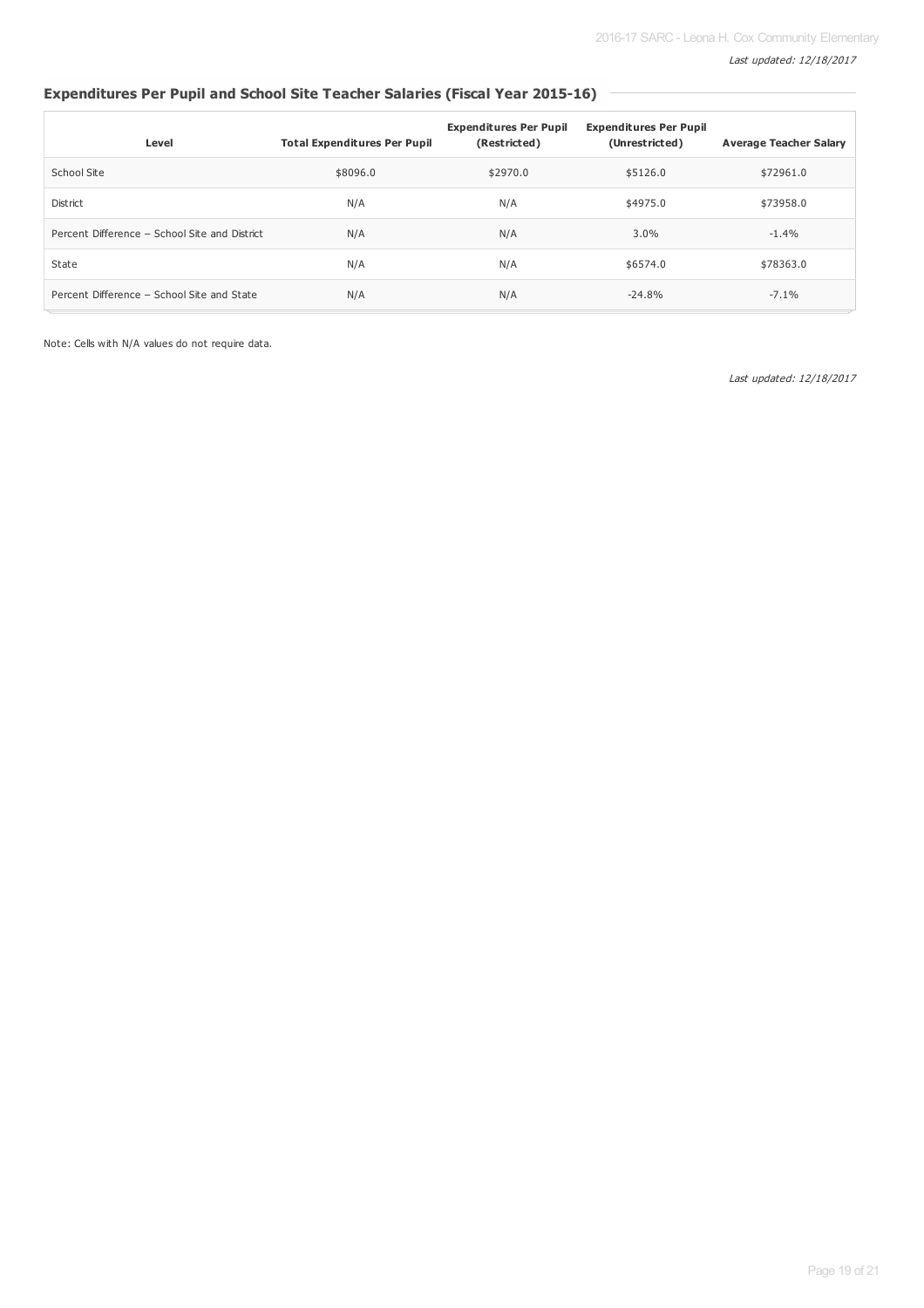*Last updated: 12/18/2017*

## Expenditures Per Pupil and School Site Teacher Salaries (Fiscal Year 2015-16)

| Level | Total Expenditures Per Pupil | Expenditures Per Pupil (Restricted) | Expenditures Per Pupil (Unrestricted) | Average Teacher Salary |
|---|---|---|---|---|
| School Site | $8096.0 | $2970.0 | $5126.0 | $72961.0 |
| District | N/A | N/A | $4975.0 | $73958.0 |
| Percent Difference – School Site and District | N/A | N/A | 3.0% | -1.4% |
| State | N/A | N/A | $6574.0 | $78363.0 |
| Percent Difference – School Site and State | N/A | N/A | -24.8% | -7.1% |

Note: Cells with N/A values do not require data.

*Last updated: 12/18/2017*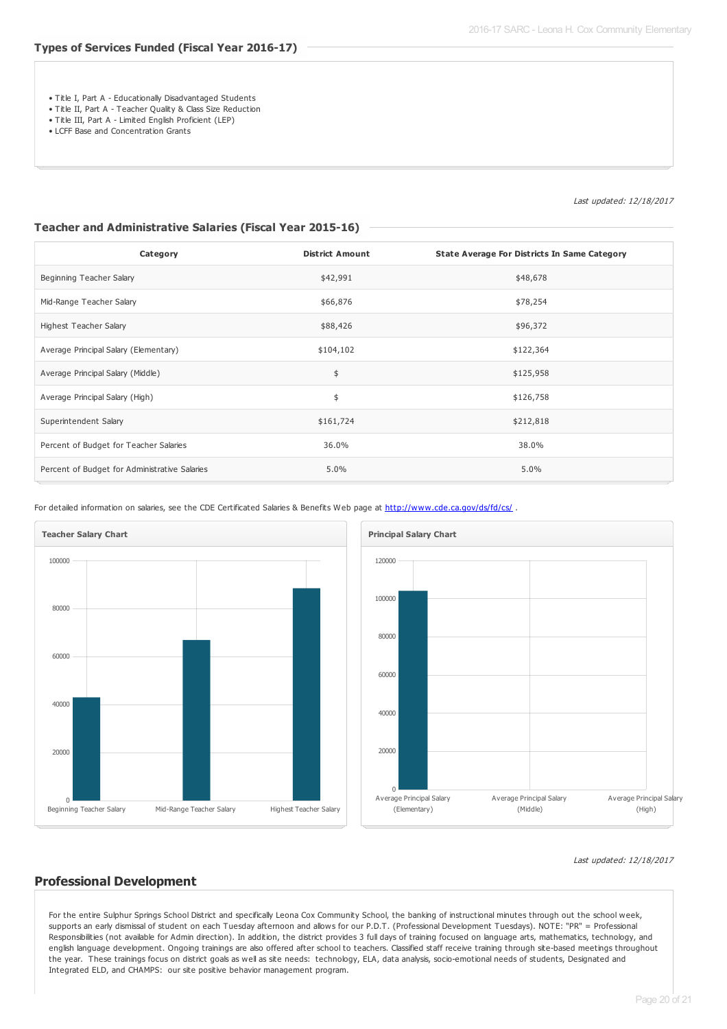## Types of Services Funded (Fiscal Year 2016-17)

- Title I, Part A - Educationally Disadvantaged Students
- Title II, Part A - Teacher Quality & Class Size Reduction
- Title III, Part A - Limited English Proficient (LEP)
- LCFF Base and Concentration Grants

*Last updated: 12/18/2017*

## Teacher and Administrative Salaries (Fiscal Year 2015-16)

| Category | District Amount | State Average For Districts In Same Category |
| --- | --- | --- |
| Beginning Teacher Salary | $42,991 | $48,678 |
| Mid-Range Teacher Salary | $66,876 | $78,254 |
| Highest Teacher Salary | $88,426 | $96,372 |
| Average Principal Salary (Elementary) | $104,102 | $122,364 |
| Average Principal Salary (Middle) | $ | $125,958 |
| Average Principal Salary (High) | $ | $126,758 |
| Superintendent Salary | $161,724 | $212,818 |
| Percent of Budget for Teacher Salaries | 36.0% | 38.0% |
| Percent of Budget for Administrative Salaries | 5.0% | 5.0% |

For detailed information on salaries, see the CDE Certificated Salaries & Benefits Web page at http://www.cde.ca.gov/ds/fd/cs/ .

**Teacher Salary Chart**

100000
80000
60000
40000
20000
0

Beginning Teacher Salary
Mid-Range Teacher Salary
Highest Teacher Salary

**Principal Salary Chart**

120000
100000
80000
60000
40000
20000
0

Average Principal Salary (Elementary)
Average Principal Salary (Middle)
Average Principal Salary (High)

*Last updated: 12/18/2017*

## Professional Development

For the entire Sulphur Springs School District and specifically Leona Cox Community School, the banking of instructional minutes through out the school week, supports an early dismissal of student on each Tuesday afternoon and allows for our P.D.T. (Professional Development Tuesdays). NOTE: "PR" = Professional Responsibilities (not available for Admin direction). In addition, the district provides 3 full days of training focused on language arts, mathematics, technology, and english language development. Ongoing trainings are also offered after school to teachers. Classified staff receive training through site-based meetings throughout the year. These trainings focus on district goals as well as site needs: technology, ELA, data analysis, socio-emotional needs of students, Designated and Integrated ELD, and CHAMPS: our site positive behavior management program.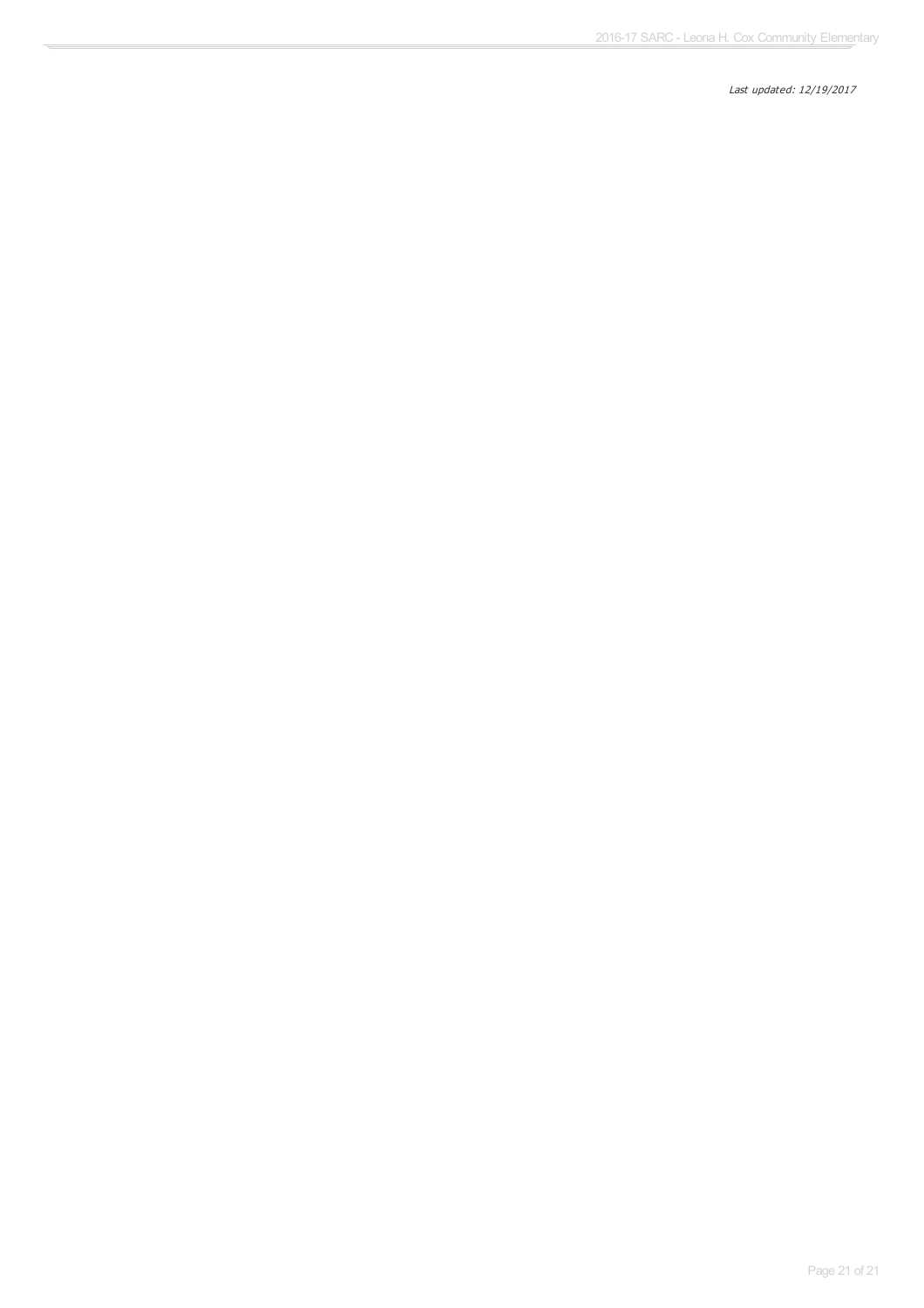*Last updated: 12/19/2017*